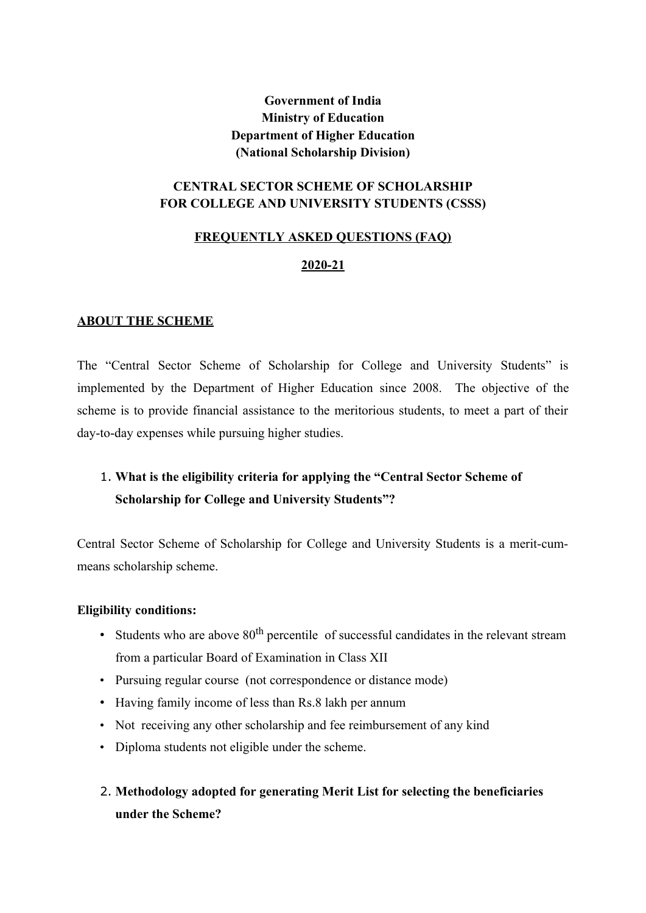**Government of India**
**Ministry of Education**
**Department of Higher Education**
**(National Scholarship Division)**

**CENTRAL SECTOR SCHEME OF SCHOLARSHIP FOR COLLEGE AND UNIVERSITY STUDENTS (CSSS)**

**FREQUENTLY ASKED QUESTIONS (FAQ)**

**2020-21**

## ABOUT THE SCHEME

The "Central Sector Scheme of Scholarship for College and University Students" is implemented by the Department of Higher Education since 2008. The objective of the scheme is to provide financial assistance to the meritorious students, to meet a part of their day-to-day expenses while pursuing higher studies.

1. **What is the eligibility criteria for applying the "Central Sector Scheme of Scholarship for College and University Students"?**

Central Sector Scheme of Scholarship for College and University Students is a merit-cum-means scholarship scheme.

**Eligibility conditions:**

- Students who are above 80th percentile of successful candidates in the relevant stream from a particular Board of Examination in Class XII
- Pursuing regular course (not correspondence or distance mode)
- Having family income of less than Rs.8 lakh per annum
- Not receiving any other scholarship and fee reimbursement of any kind
- Diploma students not eligible under the scheme.

2. **Methodology adopted for generating Merit List for selecting the beneficiaries under the Scheme?**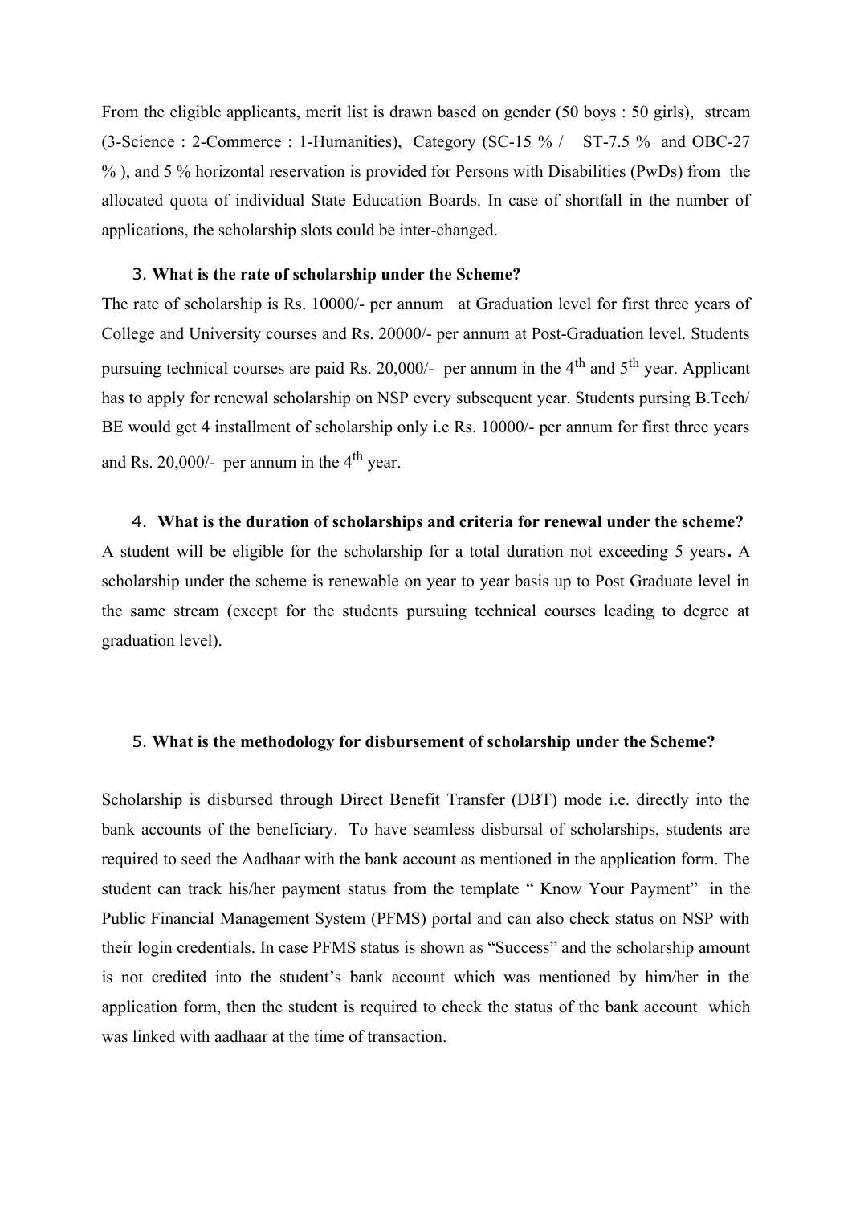From the eligible applicants, merit list is drawn based on gender (50 boys : 50 girls), stream (3-Science : 2-Commerce : 1-Humanities), Category (SC-15 % / ST-7.5 % and OBC-27 % ), and 5 % horizontal reservation is provided for Persons with Disabilities (PwDs) from the allocated quota of individual State Education Boards. In case of shortfall in the number of applications, the scholarship slots could be inter-changed.

3. **What is the rate of scholarship under the Scheme?**

The rate of scholarship is Rs. 10000/- per annum at Graduation level for first three years of College and University courses and Rs. 20000/- per annum at Post-Graduation level. Students pursuing technical courses are paid Rs. 20,000/- per annum in the $4^{th}$ and $5^{th}$ year. Applicant has to apply for renewal scholarship on NSP every subsequent year. Students pursing B.Tech/ BE would get 4 installment of scholarship only i.e Rs. 10000/- per annum for first three years and Rs. 20,000/- per annum in the $4^{th}$ year.

4. **What is the duration of scholarships and criteria for renewal under the scheme?**

A student will be eligible for the scholarship for a total duration not exceeding 5 years. A scholarship under the scheme is renewable on year to year basis up to Post Graduate level in the same stream (except for the students pursuing technical courses leading to degree at graduation level).

5. **What is the methodology for disbursement of scholarship under the Scheme?**

Scholarship is disbursed through Direct Benefit Transfer (DBT) mode i.e. directly into the bank accounts of the beneficiary. To have seamless disbursal of scholarships, students are required to seed the Aadhaar with the bank account as mentioned in the application form. The student can track his/her payment status from the template " Know Your Payment" in the Public Financial Management System (PFMS) portal and can also check status on NSP with their login credentials. In case PFMS status is shown as "Success" and the scholarship amount is not credited into the student's bank account which was mentioned by him/her in the application form, then the student is required to check the status of the bank account which was linked with aadhaar at the time of transaction.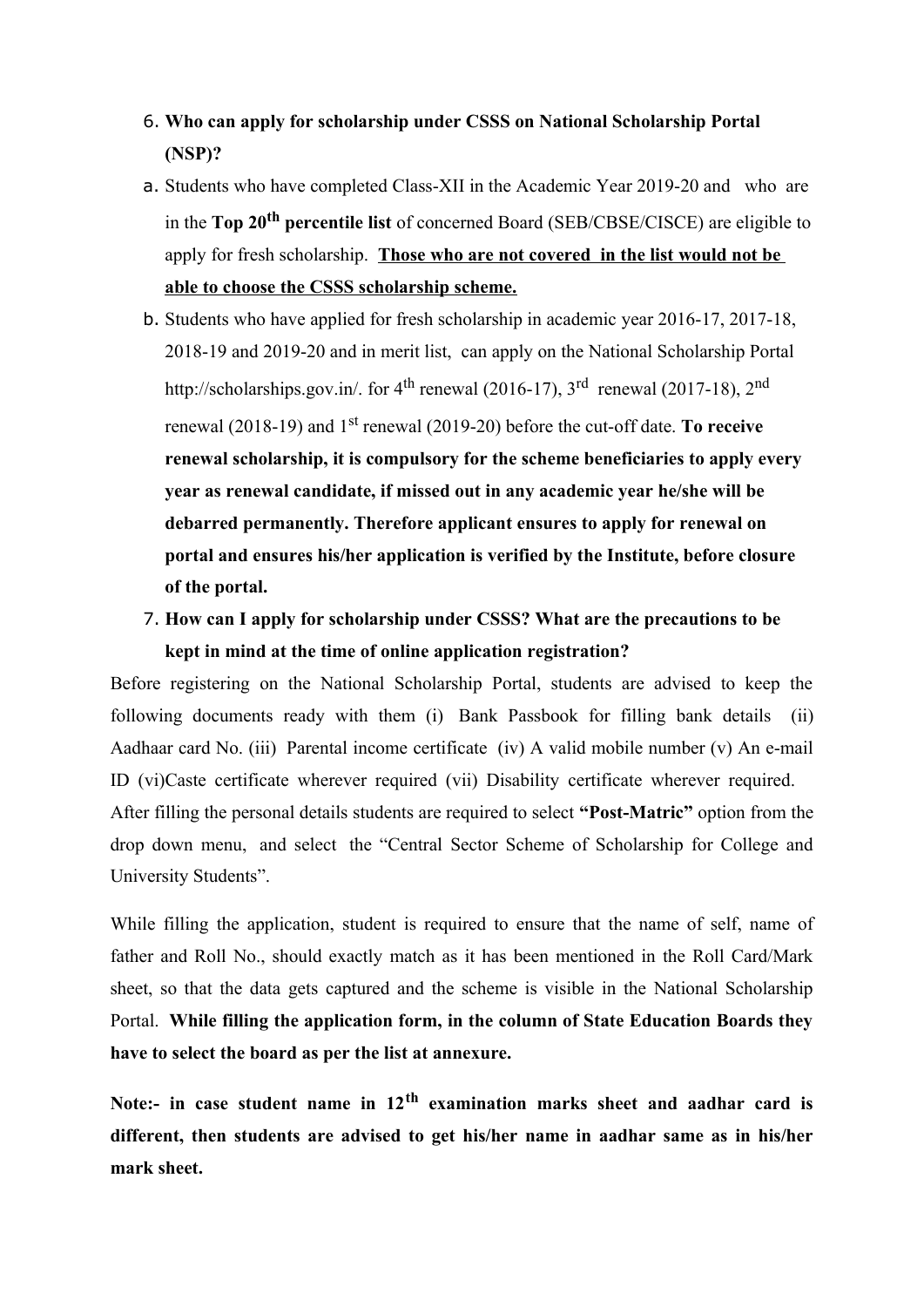6. **Who can apply for scholarship under CSSS on National Scholarship Portal (NSP)?**

a. Students who have completed Class-XII in the Academic Year 2019-20 and who are in the **Top 20$^{th}$ percentile list** of concerned Board (SEB/CBSE/CISCE) are eligible to apply for fresh scholarship. **<u>Those who are not covered in the list would not be able to choose the CSSS scholarship scheme.</u>**

b. Students who have applied for fresh scholarship in academic year 2016-17, 2017-18, 2018-19 and 2019-20 and in merit list, can apply on the National Scholarship Portal http://scholarships.gov.in/. for 4$^{th}$ renewal (2016-17), 3$^{rd}$ renewal (2017-18), 2$^{nd}$ renewal (2018-19) and 1$^{st}$ renewal (2019-20) before the cut-off date. **To receive renewal scholarship, it is compulsory for the scheme beneficiaries to apply every year as renewal candidate, if missed out in any academic year he/she will be debarred permanently. Therefore applicant ensures to apply for renewal on portal and ensures his/her application is verified by the Institute, before closure of the portal.**

7. **How can I apply for scholarship under CSSS? What are the precautions to be kept in mind at the time of online application registration?**

Before registering on the National Scholarship Portal, students are advised to keep the following documents ready with them (i) Bank Passbook for filling bank details (ii) Aadhaar card No. (iii) Parental income certificate (iv) A valid mobile number (v) An e-mail ID (vi)Caste certificate wherever required (vii) Disability certificate wherever required. After filling the personal details students are required to select **"Post-Matric"** option from the drop down menu, and select the "Central Sector Scheme of Scholarship for College and University Students".

While filling the application, student is required to ensure that the name of self, name of father and Roll No., should exactly match as it has been mentioned in the Roll Card/Mark sheet, so that the data gets captured and the scheme is visible in the National Scholarship Portal. **While filling the application form, in the column of State Education Boards they have to select the board as per the list at annexure.**

**Note:- in case student name in 12$^{th}$ examination marks sheet and aadhar card is different, then students are advised to get his/her name in aadhar same as in his/her mark sheet.**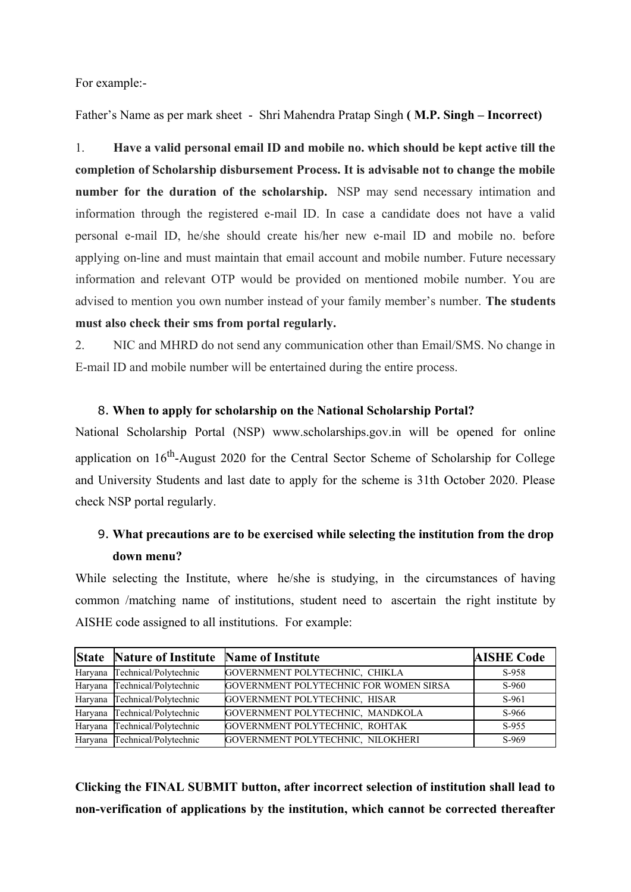For example:-

Father's Name as per mark sheet - Shri Mahendra Pratap Singh **( M.P. Singh – Incorrect)**

1. **Have a valid personal email ID and mobile no. which should be kept active till the completion of Scholarship disbursement Process. It is advisable not to change the mobile number for the duration of the scholarship.** NSP may send necessary intimation and information through the registered e-mail ID. In case a candidate does not have a valid personal e-mail ID, he/she should create his/her new e-mail ID and mobile no. before applying on-line and must maintain that email account and mobile number. Future necessary information and relevant OTP would be provided on mentioned mobile number. You are advised to mention you own number instead of your family member's number. **The students must also check their sms from portal regularly.**
2. NIC and MHRD do not send any communication other than Email/SMS. No change in E-mail ID and mobile number will be entertained during the entire process.

### 8. When to apply for scholarship on the National Scholarship Portal?

National Scholarship Portal (NSP) www.scholarships.gov.in will be opened for online application on 16th-August 2020 for the Central Sector Scheme of Scholarship for College and University Students and last date to apply for the scheme is 31th October 2020. Please check NSP portal regularly.

### 9. What precautions are to be exercised while selecting the institution from the drop down menu?

While selecting the Institute, where he/she is studying, in the circumstances of having common /matching name of institutions, student need to ascertain the right institute by AISHE code assigned to all institutions. For example:

| State | Nature of Institute | Name of Institute | AISHE Code |
|---|---|---|---|
| Haryana | Technical/Polytechnic | GOVERNMENT POLYTECHNIC, CHIKLA | S-958 |
| Haryana | Technical/Polytechnic | GOVERNMENT POLYTECHNIC FOR WOMEN SIRSA | S-960 |
| Haryana | Technical/Polytechnic | GOVERNMENT POLYTECHNIC, HISAR | S-961 |
| Haryana | Technical/Polytechnic | GOVERNMENT POLYTECHNIC, MANDKOLA | S-966 |
| Haryana | Technical/Polytechnic | GOVERNMENT POLYTECHNIC, ROHTAK | S-955 |
| Haryana | Technical/Polytechnic | GOVERNMENT POLYTECHNIC, NILOKHERI | S-969 |

**Clicking the FINAL SUBMIT button, after incorrect selection of institution shall lead to non-verification of applications by the institution, which cannot be corrected thereafter**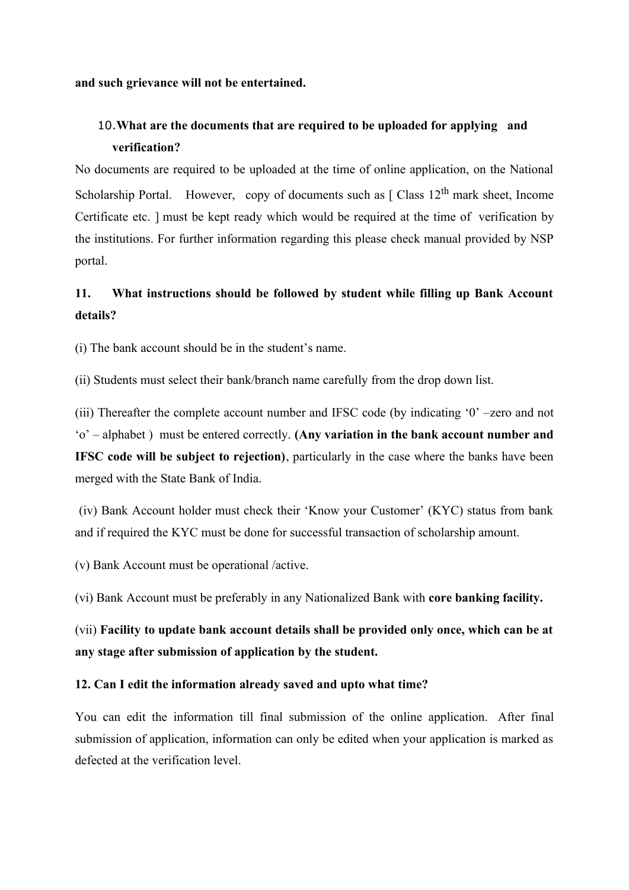**and such grievance will not be entertained.**

**10. What are the documents that are required to be uploaded for applying and verification?**

No documents are required to be uploaded at the time of online application, on the National Scholarship Portal. However, copy of documents such as [ Class 12th mark sheet, Income Certificate etc. ] must be kept ready which would be required at the time of verification by the institutions. For further information regarding this please check manual provided by NSP portal.

**11. What instructions should be followed by student while filling up Bank Account details?**

(i) The bank account should be in the student's name.

(ii) Students must select their bank/branch name carefully from the drop down list.

(iii) Thereafter the complete account number and IFSC code (by indicating '0' –zero and not 'o' – alphabet ) must be entered correctly. **(Any variation in the bank account number and IFSC code will be subject to rejection)**, particularly in the case where the banks have been merged with the State Bank of India.

(iv) Bank Account holder must check their 'Know your Customer' (KYC) status from bank and if required the KYC must be done for successful transaction of scholarship amount.

(v) Bank Account must be operational /active.

(vi) Bank Account must be preferably in any Nationalized Bank with **core banking facility.**

(vii) **Facility to update bank account details shall be provided only once, which can be at any stage after submission of application by the student.**

**12. Can I edit the information already saved and upto what time?**

You can edit the information till final submission of the online application. After final submission of application, information can only be edited when your application is marked as defected at the verification level.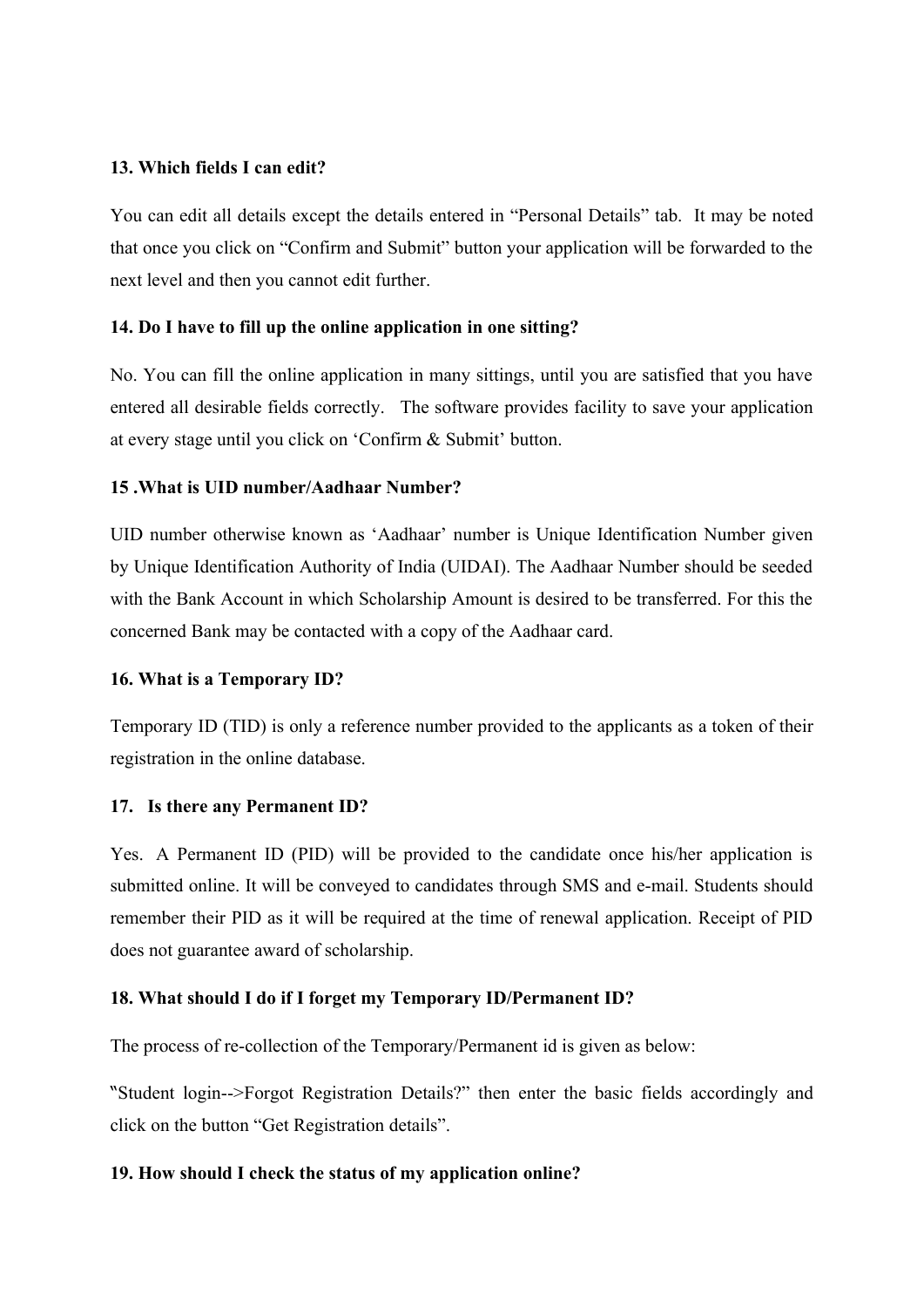**13. Which fields I can edit?**

You can edit all details except the details entered in "Personal Details" tab. It may be noted that once you click on "Confirm and Submit" button your application will be forwarded to the next level and then you cannot edit further.

**14. Do I have to fill up the online application in one sitting?**

No. You can fill the online application in many sittings, until you are satisfied that you have entered all desirable fields correctly. The software provides facility to save your application at every stage until you click on 'Confirm & Submit' button.

**15 .What is UID number/Aadhaar Number?**

UID number otherwise known as 'Aadhaar' number is Unique Identification Number given by Unique Identification Authority of India (UIDAI). The Aadhaar Number should be seeded with the Bank Account in which Scholarship Amount is desired to be transferred. For this the concerned Bank may be contacted with a copy of the Aadhaar card.

**16. What is a Temporary ID?**

Temporary ID (TID) is only a reference number provided to the applicants as a token of their registration in the online database.

**17. Is there any Permanent ID?**

Yes. A Permanent ID (PID) will be provided to the candidate once his/her application is submitted online. It will be conveyed to candidates through SMS and e-mail. Students should remember their PID as it will be required at the time of renewal application. Receipt of PID does not guarantee award of scholarship.

**18. What should I do if I forget my Temporary ID/Permanent ID?**

The process of re-collection of the Temporary/Permanent id is given as below:

"Student login-->Forgot Registration Details?" then enter the basic fields accordingly and click on the button "Get Registration details".

**19. How should I check the status of my application online?**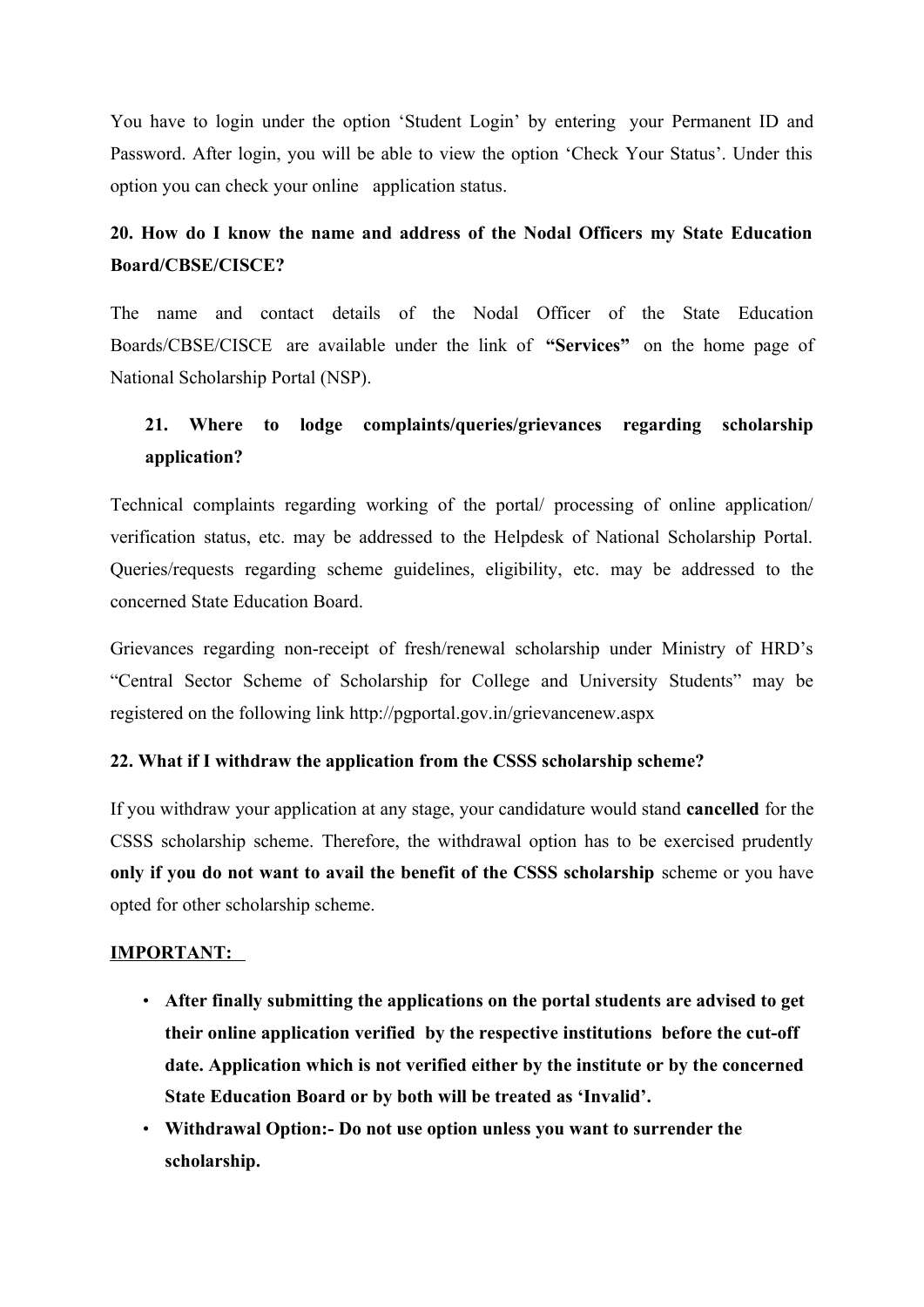You have to login under the option 'Student Login' by entering your Permanent ID and Password. After login, you will be able to view the option 'Check Your Status'. Under this option you can check your online application status.

**20. How do I know the name and address of the Nodal Officers my State Education Board/CBSE/CISCE?**

The name and contact details of the Nodal Officer of the State Education Boards/CBSE/CISCE are available under the link of **"Services"** on the home page of National Scholarship Portal (NSP).

**21. Where to lodge complaints/queries/grievances regarding scholarship application?**

Technical complaints regarding working of the portal/ processing of online application/ verification status, etc. may be addressed to the Helpdesk of National Scholarship Portal. Queries/requests regarding scheme guidelines, eligibility, etc. may be addressed to the concerned State Education Board.

Grievances regarding non-receipt of fresh/renewal scholarship under Ministry of HRD's "Central Sector Scheme of Scholarship for College and University Students" may be registered on the following link http://pgportal.gov.in/grievancenew.aspx

**22. What if I withdraw the application from the CSSS scholarship scheme?**

If you withdraw your application at any stage, your candidature would stand **cancelled** for the CSSS scholarship scheme. Therefore, the withdrawal option has to be exercised prudently **only if you do not want to avail the benefit of the CSSS scholarship** scheme or you have opted for other scholarship scheme.

**IMPORTANT:**

- **After finally submitting the applications on the portal students are advised to get their online application verified by the respective institutions before the cut-off date. Application which is not verified either by the institute or by the concerned State Education Board or by both will be treated as 'Invalid'.**
- **Withdrawal Option:- Do not use option unless you want to surrender the scholarship.**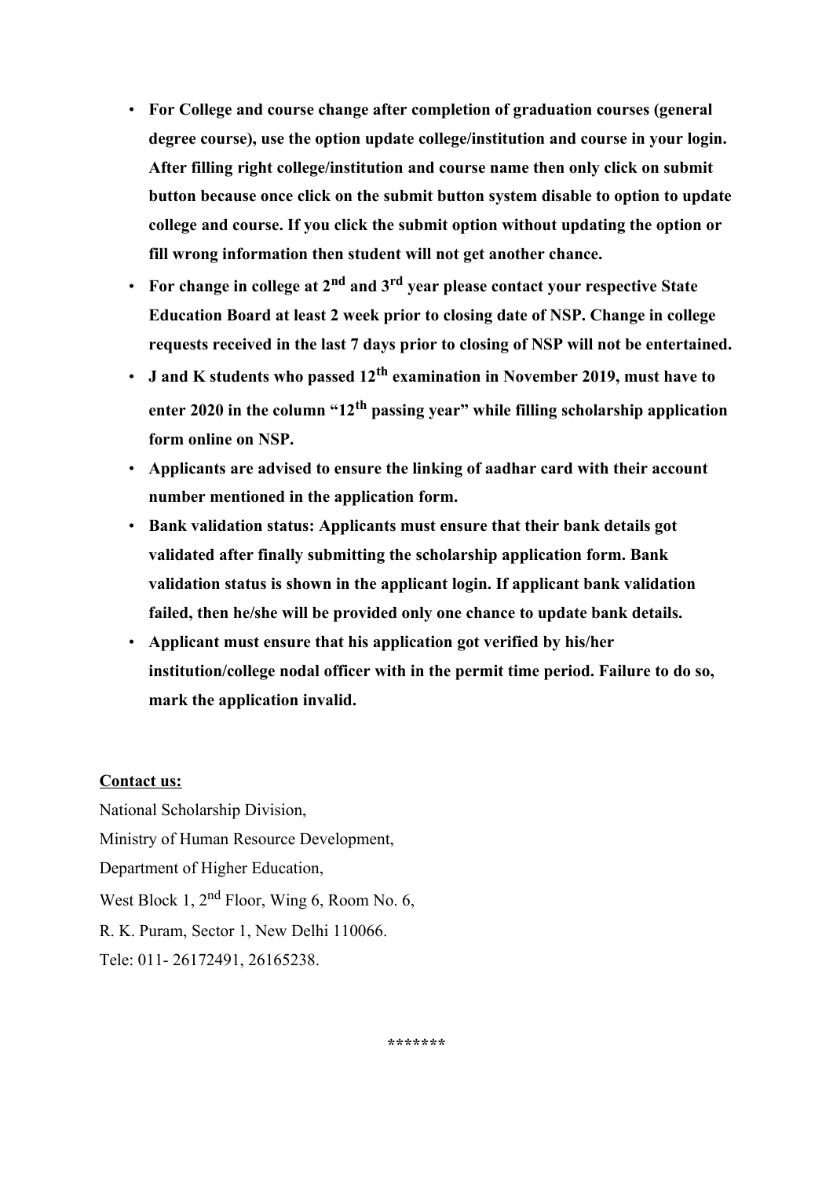- **For College and course change after completion of graduation courses (general degree course), use the option update college/institution and course in your login. After filling right college/institution and course name then only click on submit button because once click on the submit button system disable to option to update college and course. If you click the submit option without updating the option or fill wrong information then student will not get another chance.**
- **For change in college at 2nd and 3rd year please contact your respective State Education Board at least 2 week prior to closing date of NSP. Change in college requests received in the last 7 days prior to closing of NSP will not be entertained.**
- **J and K students who passed 12th examination in November 2019, must have to enter 2020 in the column "12th passing year" while filling scholarship application form online on NSP.**
- **Applicants are advised to ensure the linking of aadhar card with their account number mentioned in the application form.**
- **Bank validation status: Applicants must ensure that their bank details got validated after finally submitting the scholarship application form. Bank validation status is shown in the applicant login. If applicant bank validation failed, then he/she will be provided only one chance to update bank details.**
- **Applicant must ensure that his application got verified by his/her institution/college nodal officer with in the permit time period. Failure to do so, mark the application invalid.**

**<u>Contact us:</u>**

National Scholarship Division,

Ministry of Human Resource Development,

Department of Higher Education,

West Block 1, 2nd Floor, Wing 6, Room No. 6,

R. K. Puram, Sector 1, New Delhi 110066.

Tele: 011- 26172491, 26165238.

*******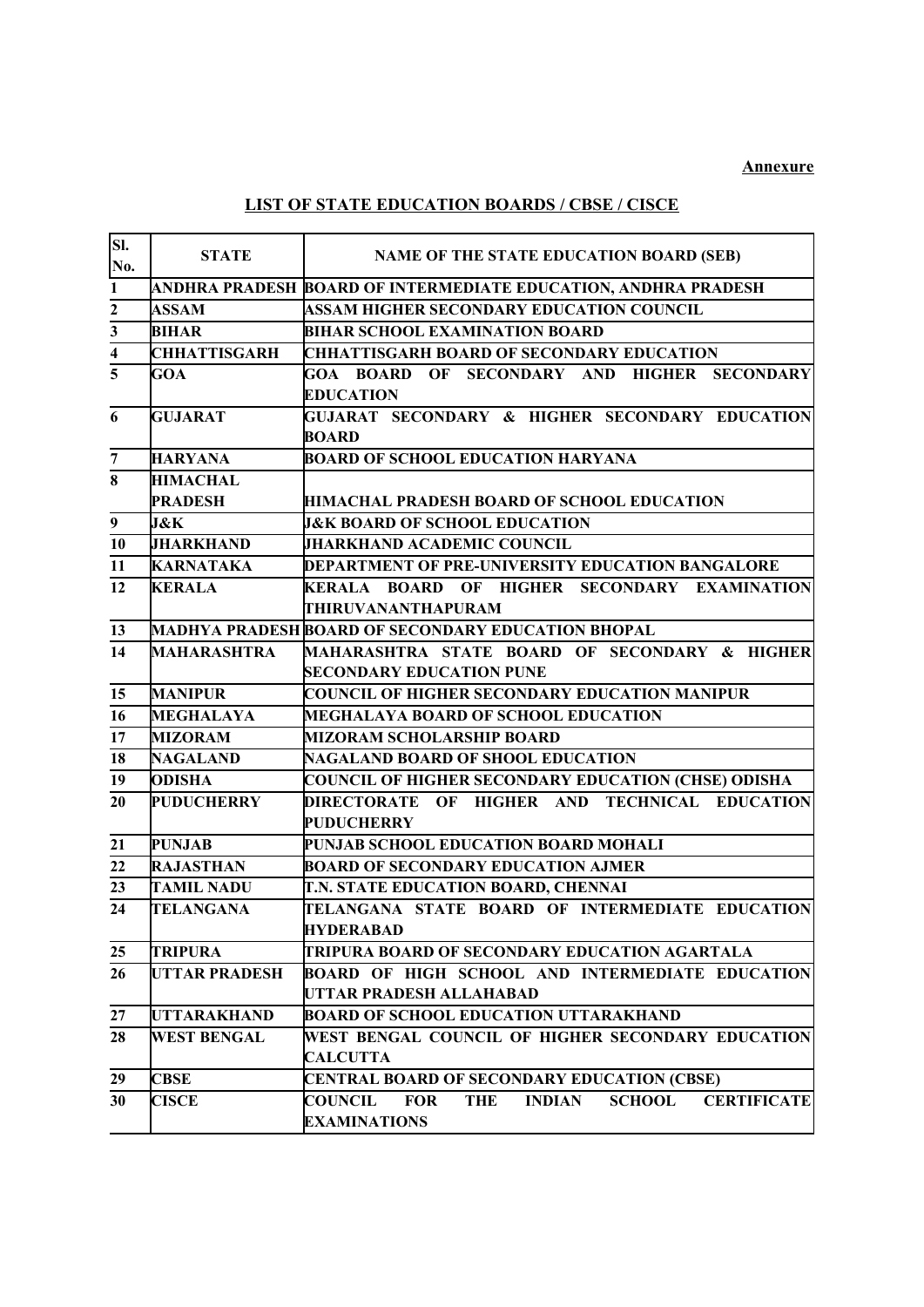**Annexure**

## LIST OF STATE EDUCATION BOARDS / CBSE / CISCE

| Sl. No. | STATE | NAME OF THE STATE EDUCATION BOARD (SEB) |
|---|---|---|
| 1 | ANDHRA PRADESH | BOARD OF INTERMEDIATE EDUCATION, ANDHRA PRADESH |
| 2 | ASSAM | ASSAM HIGHER SECONDARY EDUCATION COUNCIL |
| 3 | BIHAR | BIHAR SCHOOL EXAMINATION BOARD |
| 4 | CHHATTISGARH | CHHATTISGARH BOARD OF SECONDARY EDUCATION |
| 5 | GOA | GOA BOARD OF SECONDARY AND HIGHER SECONDARY EDUCATION |
| 6 | GUJARAT | GUJARAT SECONDARY & HIGHER SECONDARY EDUCATION BOARD |
| 7 | HARYANA | BOARD OF SCHOOL EDUCATION HARYANA |
| 8 | HIMACHAL PRADESH | HIMACHAL PRADESH BOARD OF SCHOOL EDUCATION |
| 9 | J&K | J&K BOARD OF SCHOOL EDUCATION |
| 10 | JHARKHAND | JHARKHAND ACADEMIC COUNCIL |
| 11 | KARNATAKA | DEPARTMENT OF PRE-UNIVERSITY EDUCATION BANGALORE |
| 12 | KERALA | KERALA BOARD OF HIGHER SECONDARY EXAMINATION THIRUVANANTHAPURAM |
| 13 | MADHYA PRADESH | BOARD OF SECONDARY EDUCATION BHOPAL |
| 14 | MAHARASHTRA | MAHARASHTRA STATE BOARD OF SECONDARY & HIGHER SECONDARY EDUCATION PUNE |
| 15 | MANIPUR | COUNCIL OF HIGHER SECONDARY EDUCATION MANIPUR |
| 16 | MEGHALAYA | MEGHALAYA BOARD OF SCHOOL EDUCATION |
| 17 | MIZORAM | MIZORAM SCHOLARSHIP BOARD |
| 18 | NAGALAND | NAGALAND BOARD OF SHOOL EDUCATION |
| 19 | ODISHA | COUNCIL OF HIGHER SECONDARY EDUCATION (CHSE) ODISHA |
| 20 | PUDUCHERRY | DIRECTORATE OF HIGHER AND TECHNICAL EDUCATION PUDUCHERRY |
| 21 | PUNJAB | PUNJAB SCHOOL EDUCATION BOARD MOHALI |
| 22 | RAJASTHAN | BOARD OF SECONDARY EDUCATION AJMER |
| 23 | TAMIL NADU | T.N. STATE EDUCATION BOARD, CHENNAI |
| 24 | TELANGANA | TELANGANA STATE BOARD OF INTERMEDIATE EDUCATION HYDERABAD |
| 25 | TRIPURA | TRIPURA BOARD OF SECONDARY EDUCATION AGARTALA |
| 26 | UTTAR PRADESH | BOARD OF HIGH SCHOOL AND INTERMEDIATE EDUCATION UTTAR PRADESH ALLAHABAD |
| 27 | UTTARAKHAND | BOARD OF SCHOOL EDUCATION UTTARAKHAND |
| 28 | WEST BENGAL | WEST BENGAL COUNCIL OF HIGHER SECONDARY EDUCATION CALCUTTA |
| 29 | CBSE | CENTRAL BOARD OF SECONDARY EDUCATION (CBSE) |
| 30 | CISCE | COUNCIL FOR THE INDIAN SCHOOL CERTIFICATE EXAMINATIONS |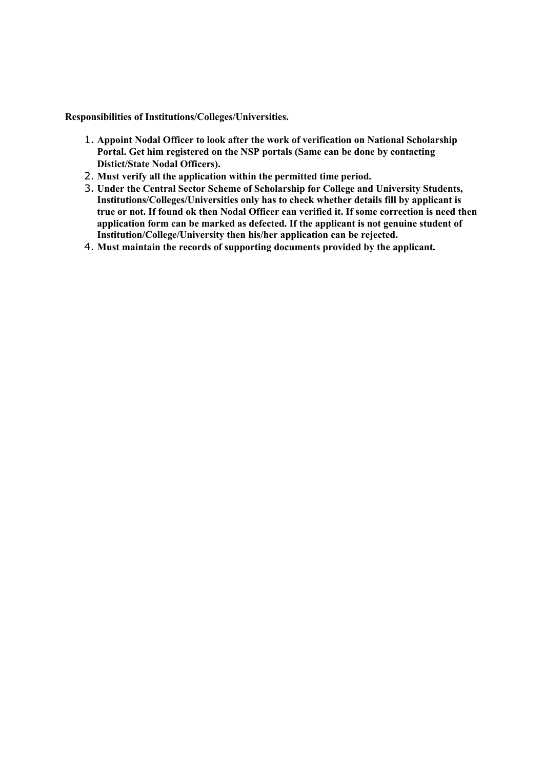**Responsibilities of Institutions/Colleges/Universities.**

1. **Appoint Nodal Officer to look after the work of verification on National Scholarship Portal. Get him registered on the NSP portals (Same can be done by contacting Distict/State Nodal Officers).**
2. **Must verify all the application within the permitted time period.**
3. **Under the Central Sector Scheme of Scholarship for College and University Students, Institutions/Colleges/Universities only has to check whether details fill by applicant is true or not. If found ok then Nodal Officer can verified it. If some correction is need then application form can be marked as defected. If the applicant is not genuine student of Institution/College/University then his/her application can be rejected.**
4. **Must maintain the records of supporting documents provided by the applicant.**